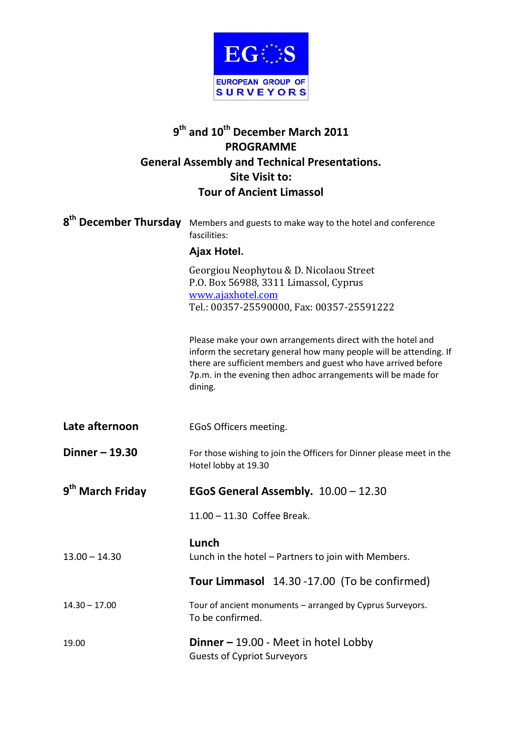EGOS

EUROPEAN GROUP OF SURVEYORS

# 9th and 10th December March 2011
# PROGRAMME
# General Assembly and Technical Presentations.
# Site Visit to:
# Tour of Ancient Limassol

**8th December Thursday**

Members and guests to make way to the hotel and conference fascilities:

**Ajax Hotel.**

Georgiou Neophytou & D. Nicolaou Street
P.O. Box 56988, 3311 Limassol, Cyprus
www.ajaxhotel.com
Tel.: 00357-25590000, Fax: 00357-25591222

Please make your own arrangements direct with the hotel and inform the secretary general how many people will be attending. If there are sufficient members and guest who have arrived before 7p.m. in the evening then adhoc arrangements will be made for dining.

**Late afternoon**

EGoS Officers meeting.

**Dinner – 19.30**

For those wishing to join the Officers for Dinner please meet in the Hotel lobby at 19.30

**9th March Friday**

**EGoS General Assembly.** 10.00 – 12.30

11.00 – 11.30 Coffee Break.

13.00 – 14.30

**Lunch**
Lunch in the hotel – Partners to join with Members.

**Tour Limmasol** 14.30 -17.00 (To be confirmed)

14.30 – 17.00

Tour of ancient monuments – arranged by Cyprus Surveyors.
To be confirmed.

19.00

**Dinner –** 19.00 - Meet in hotel Lobby
Guests of Cypriot Surveyors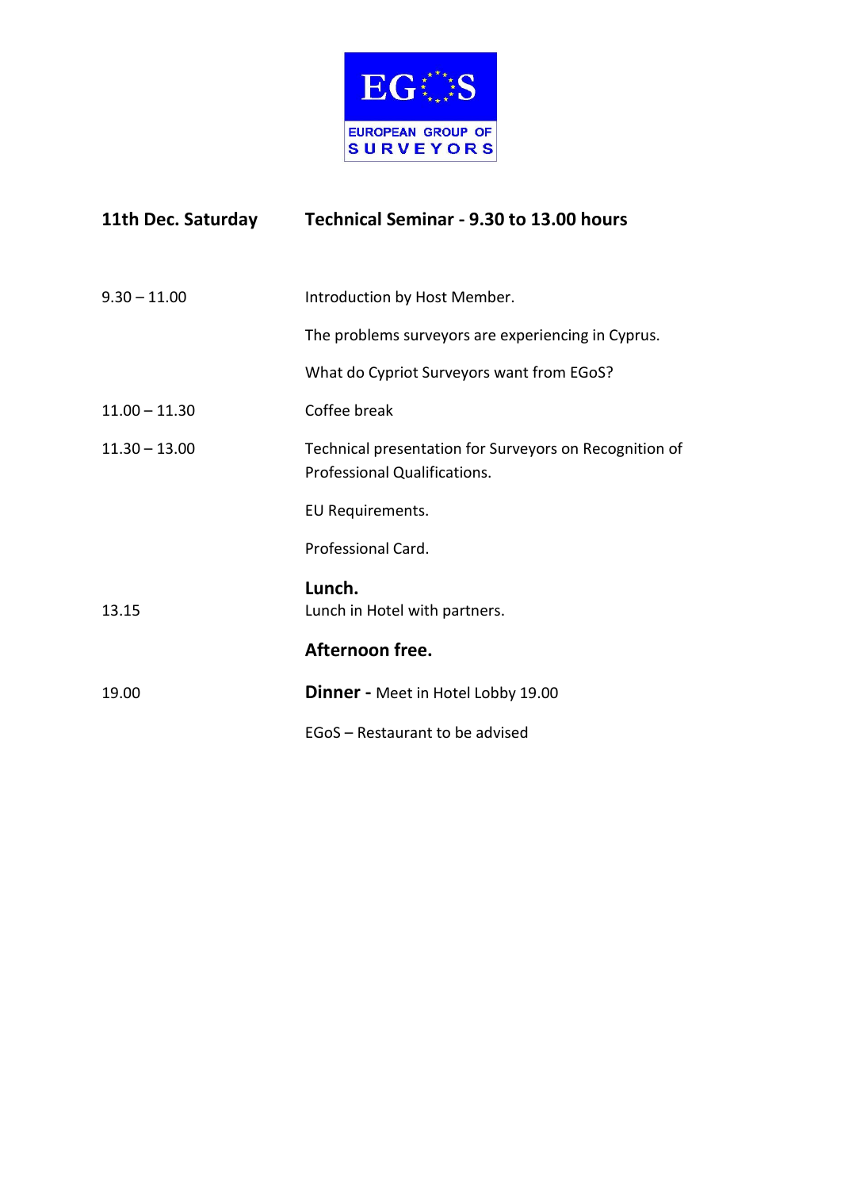EGoS

EUROPEAN GROUP OF SURVEYORS

| | |
|---|---|
| **11th Dec. Saturday** | **Technical Seminar - 9.30 to 13.00 hours** |
| 9.30 – 11.00 | Introduction by Host Member. |
| | The problems surveyors are experiencing in Cyprus. |
| | What do Cypriot Surveyors want from EGoS? |
| 11.00 – 11.30 | Coffee break |
| 11.30 – 13.00 | Technical presentation for Surveyors on Recognition of Professional Qualifications. |
| | EU Requirements. |
| | Professional Card. |
| 13.15 | **Lunch.** Lunch in Hotel with partners. |
| | **Afternoon free.** |
| 19.00 | **Dinner -** Meet in Hotel Lobby 19.00 |
| | EGoS – Restaurant to be advised |